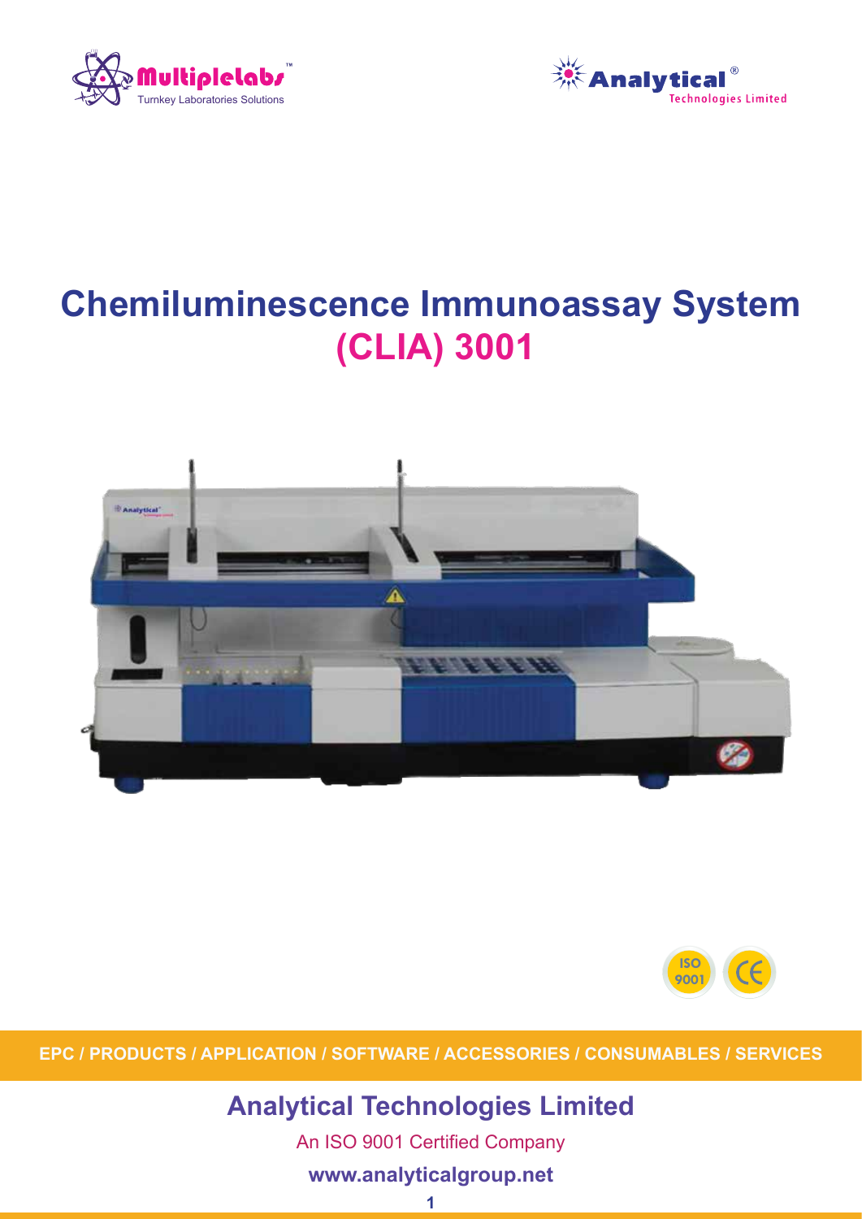Multiplelabs™
Turnkey Laboratories Solutions

Analytical®
Technologies Limited

# Chemiluminescence Immunoassay System (CLIA) 3001

ISO 9001

**EPC / PRODUCTS / APPLICATION / SOFTWARE / ACCESSORIES / CONSUMABLES / SERVICES**

## Analytical Technologies Limited

An ISO 9001 Certified Company

**www.analyticalgroup.net**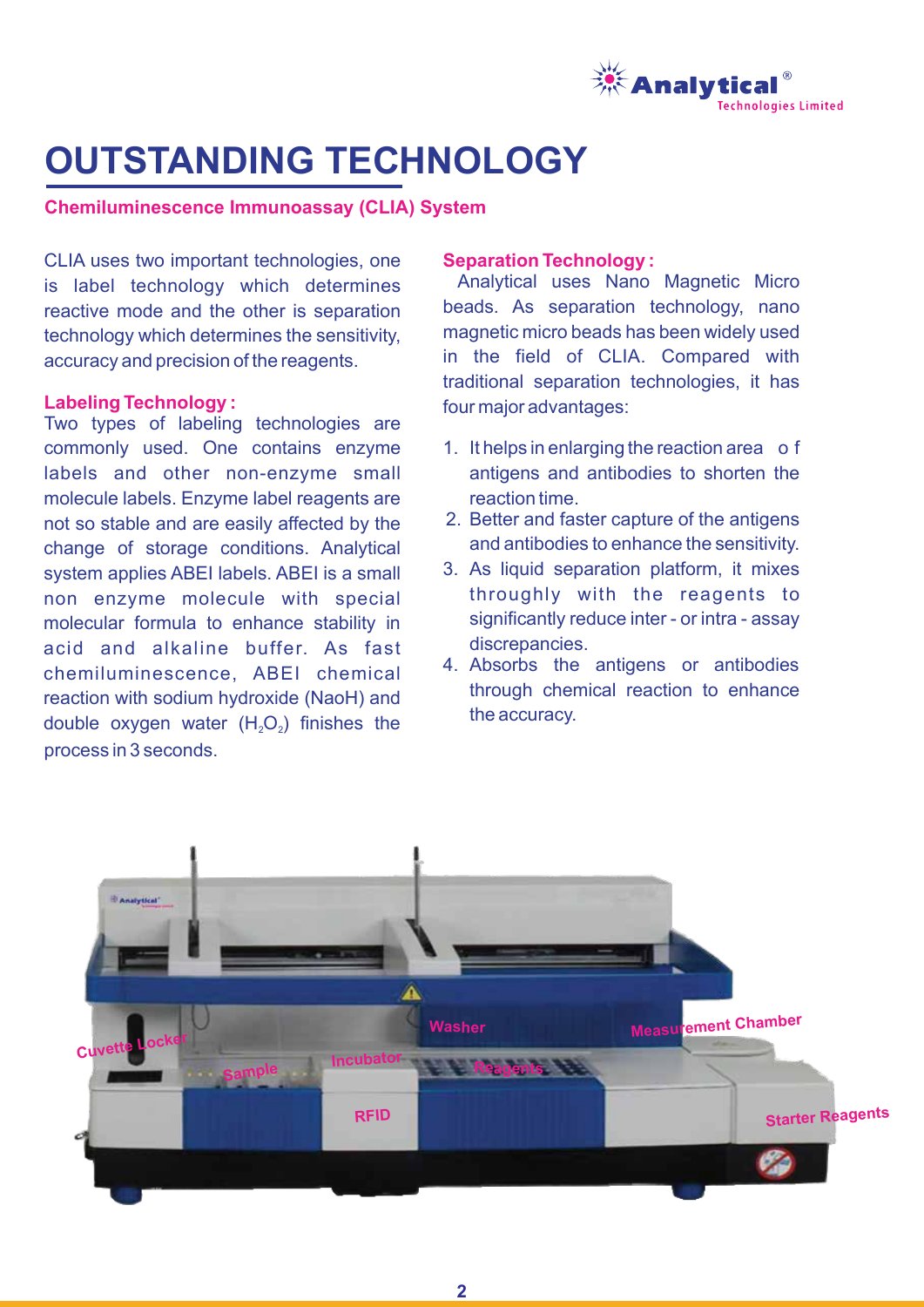# OUTSTANDING TECHNOLOGY

**Chemiluminescence Immunoassay (CLIA) System**

CLIA uses two important technologies, one is label technology which determines reactive mode and the other is separation technology which determines the sensitivity, accuracy and precision of the reagents.

**Labeling Technology :**

Two types of labeling technologies are commonly used. One contains enzyme labels and other non-enzyme small molecule labels. Enzyme label reagents are not so stable and are easily affected by the change of storage conditions. Analytical system applies ABEI labels. ABEI is a small non enzyme molecule with special molecular formula to enhance stability in acid and alkaline buffer. As fast chemiluminescence, ABEI chemical reaction with sodium hydroxide (NaoH) and double oxygen water ($H_2O_2$) finishes the process in 3 seconds.

**Separation Technology :**

Analytical uses Nano Magnetic Micro beads. As separation technology, nano magnetic micro beads has been widely used in the field of CLIA. Compared with traditional separation technologies, it has four major advantages:

1. It helps in enlarging the reaction area of antigens and antibodies to shorten the reaction time.
2. Better and faster capture of the antigens and antibodies to enhance the sensitivity.
3. As liquid separation platform, it mixes throughly with the reagents to significantly reduce inter - or intra - assay discrepancies.
4. Absorbs the antigens or antibodies through chemical reaction to enhance the accuracy.

Cuvette Locker, Sample, Incubator, RFID, Washer, Reagents, Measurement Chamber, Starter Reagents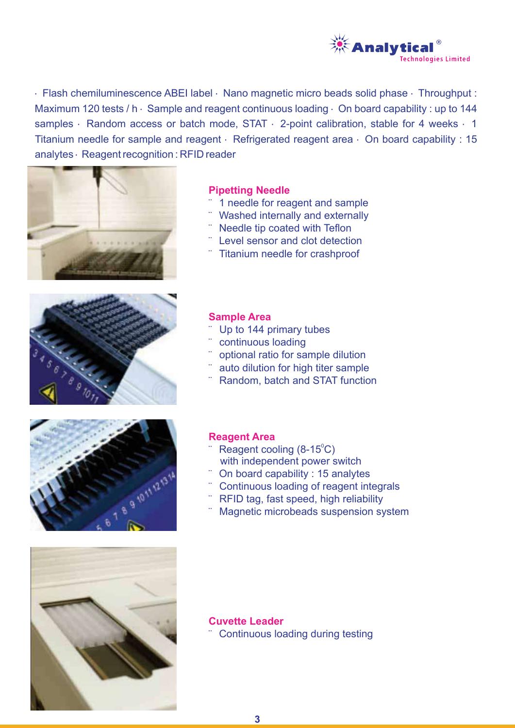· Flash chemiluminescence ABEI label · Nano magnetic micro beads solid phase · Throughput : Maximum 120 tests / h · Sample and reagent continuous loading · On board capability : up to 144 samples · Random access or batch mode, STAT · 2-point calibration, stable for 4 weeks · 1 Titanium needle for sample and reagent · Refrigerated reagent area · On board capability : 15 analytes · Reagent recognition : RFID reader

**Pipetting Needle**

- 1 needle for reagent and sample
- Washed internally and externally
- Needle tip coated with Teflon
- Level sensor and clot detection
- Titanium needle for crashproof

**Sample Area**

- Up to 144 primary tubes
- continuous loading
- optional ratio for sample dilution
- auto dilution for high titer sample
- Random, batch and STAT function

**Reagent Area**

- Reagent cooling (8-15$^{0}$C) with independent power switch
- On board capability : 15 analytes
- Continuous loading of reagent integrals
- RFID tag, fast speed, high reliability
- Magnetic microbeads suspension system

**Cuvette Leader**

- Continuous loading during testing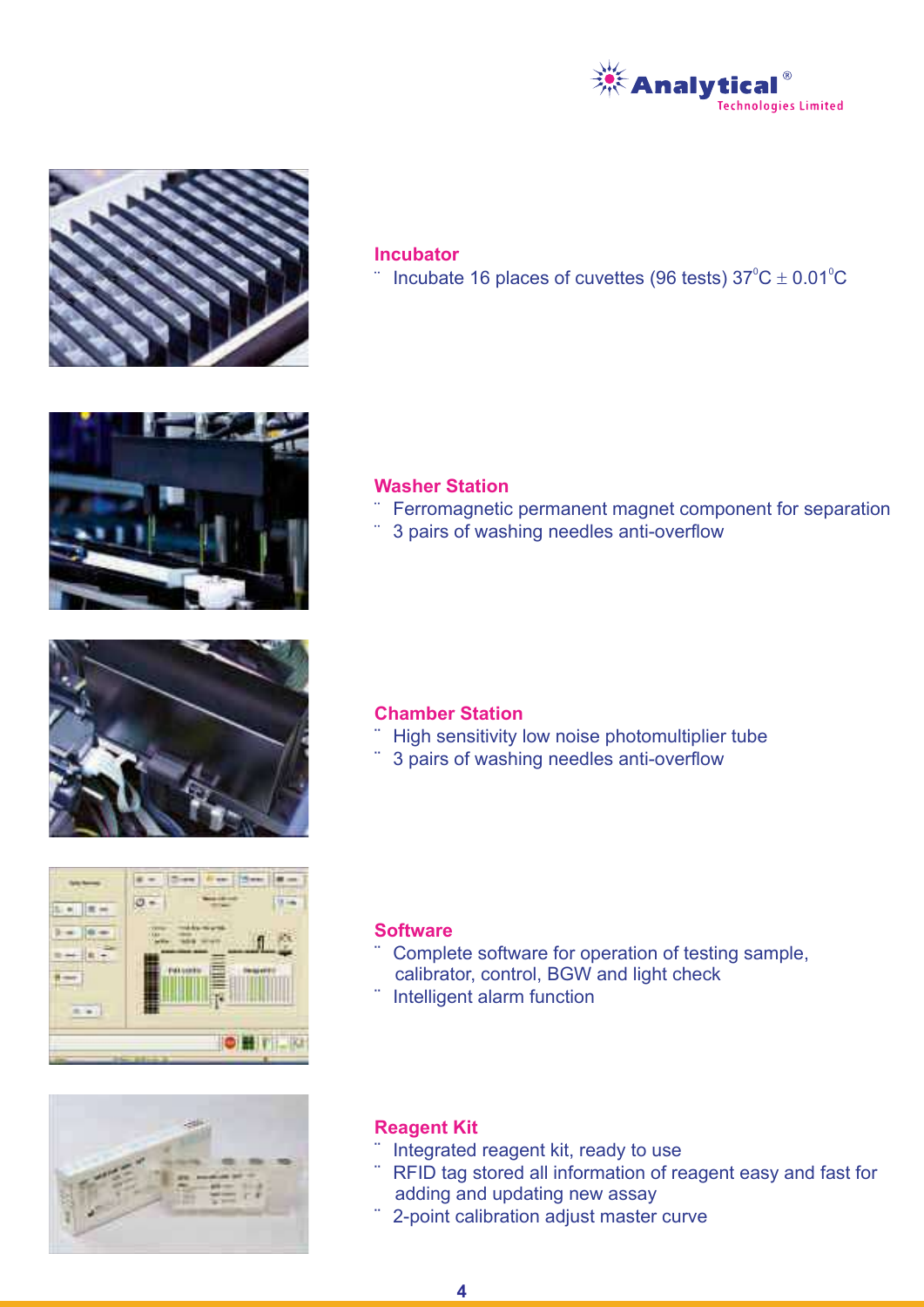## Incubator

- Incubate 16 places of cuvettes (96 tests) $37^0$C $\pm$ $0.01^0$C

## Washer Station

- Ferromagnetic permanent magnet component for separation
- 3 pairs of washing needles anti-overflow

## Chamber Station

- High sensitivity low noise photomultiplier tube
- 3 pairs of washing needles anti-overflow

## Software

- Complete software for operation of testing sample, calibrator, control, BGW and light check
- Intelligent alarm function

## Reagent Kit

- Integrated reagent kit, ready to use
- RFID tag stored all information of reagent easy and fast for adding and updating new assay
- 2-point calibration adjust master curve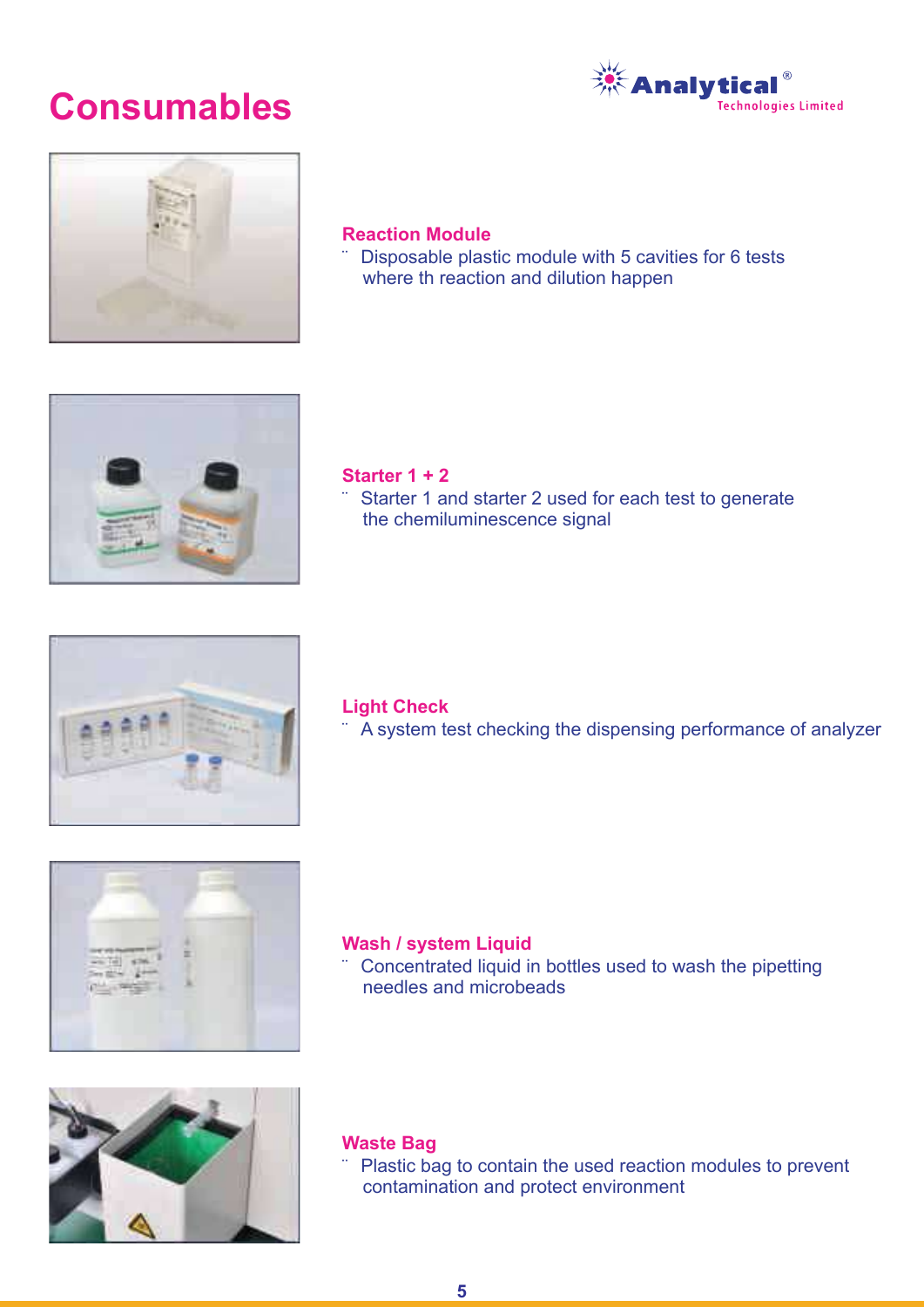# Consumables

### Reaction Module

- Disposable plastic module with 5 cavities for 6 tests where th reaction and dilution happen

### Starter 1 + 2

- Starter 1 and starter 2 used for each test to generate the chemiluminescence signal

### Light Check

- A system test checking the dispensing performance of analyzer

### Wash / system Liquid

- Concentrated liquid in bottles used to wash the pipetting needles and microbeads

### Waste Bag

- Plastic bag to contain the used reaction modules to prevent contamination and protect environment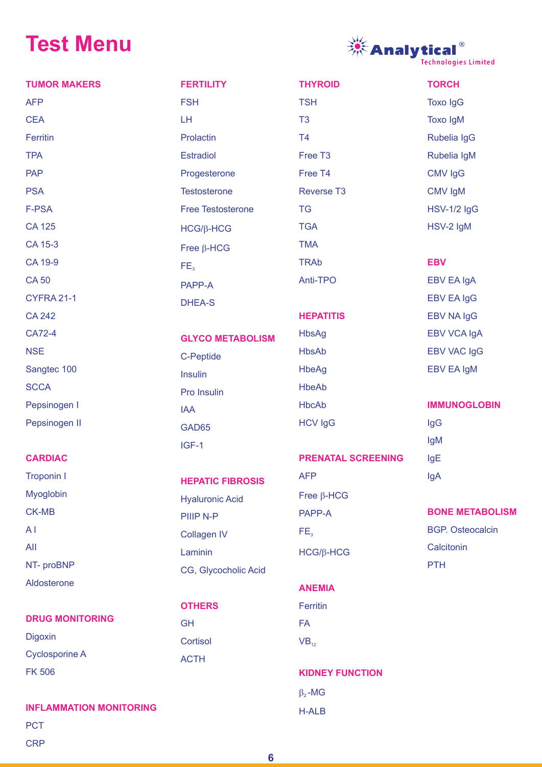# Test Menu

Analytical® Technologies Limited

## TUMOR MAKERS

AFP
CEA
Ferritin
TPA
PAP
PSA
F-PSA
CA 125
CA 15-3
CA 19-9
CA 50
CYFRA 21-1
CA 242
CA72-4
NSE
Sangtec 100
SCCA
Pepsinogen I
Pepsinogen II

## CARDIAC

Troponin I
Myoglobin
CK-MB
A I
AII
NT- proBNP
Aldosterone

## DRUG MONITORING

Digoxin
Cyclosporine A
FK 506

## INFLAMMATION MONITORING

PCT
CRP

## FERTILITY

FSH
LH
Prolactin
Estradiol
Progesterone
Testosterone
Free Testosterone
HCG/β-HCG
Free β-HCG
$FE_3$
PAPP-A
DHEA-S

## GLYCO METABOLISM

C-Peptide
Insulin
Pro Insulin
IAA
GAD65
IGF-1

## HEPATIC FIBROSIS

Hyaluronic Acid
PIIIP N-P
Collagen IV
Laminin
CG, Glycocholic Acid

## OTHERS

GH
Cortisol
ACTH

## THYROID

TSH
T3
T4
Free T3
Free T4
Reverse T3
TG
TGA
TMA
TRAb
Anti-TPO

## HEPATITIS

HbsAg
HbsAb
HbeAg
HbeAb
HbcAb
HCV IgG

## PRENATAL SCREENING

AFP
Free β-HCG
PAPP-A
$FE_3$
HCG/β-HCG

## ANEMIA

Ferritin
FA
$VB_{12}$

## KIDNEY FUNCTION

$\beta_2$-MG
H-ALB

## TORCH

Toxo IgG
Toxo IgM
Rubelia IgG
Rubelia IgM
CMV IgG
CMV IgM
HSV-1/2 IgG
HSV-2 IgM

## EBV

EBV EA IgA
EBV EA IgG
EBV NA IgG
EBV VCA IgA
EBV VAC IgG
EBV EA IgM

## IMMUNOGLOBIN

IgG
IgM
IgE
IgA

## BONE METABOLISM

BGP. Osteocalcin
Calcitonin
PTH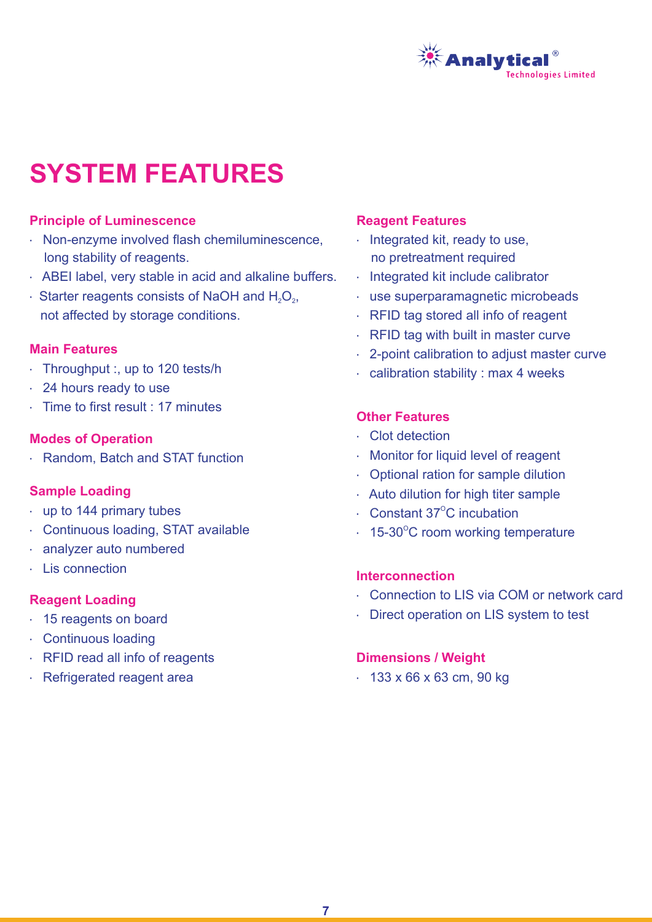# SYSTEM FEATURES

### Principle of Luminescence

- Non-enzyme involved flash chemiluminescence, long stability of reagents.
- ABEI label, very stable in acid and alkaline buffers.
- Starter reagents consists of NaOH and $H_2O_2$, not affected by storage conditions.

### Main Features

- Throughput :, up to 120 tests/h
- 24 hours ready to use
- Time to first result : 17 minutes

### Modes of Operation

- Random, Batch and STAT function

### Sample Loading

- up to 144 primary tubes
- Continuous loading, STAT available
- analyzer auto numbered
- Lis connection

### Reagent Loading

- 15 reagents on board
- Continuous loading
- RFID read all info of reagents
- Refrigerated reagent area

### Reagent Features

- Integrated kit, ready to use, no pretreatment required
- Integrated kit include calibrator
- use superparamagnetic microbeads
- RFID tag stored all info of reagent
- RFID tag with built in master curve
- 2-point calibration to adjust master curve
- calibration stability : max 4 weeks

### Other Features

- Clot detection
- Monitor for liquid level of reagent
- Optional ration for sample dilution
- Auto dilution for high titer sample
- Constant 37°C incubation
- 15-30°C room working temperature

### Interconnection

- Connection to LIS via COM or network card
- Direct operation on LIS system to test

### Dimensions / Weight

- 133 x 66 x 63 cm, 90 kg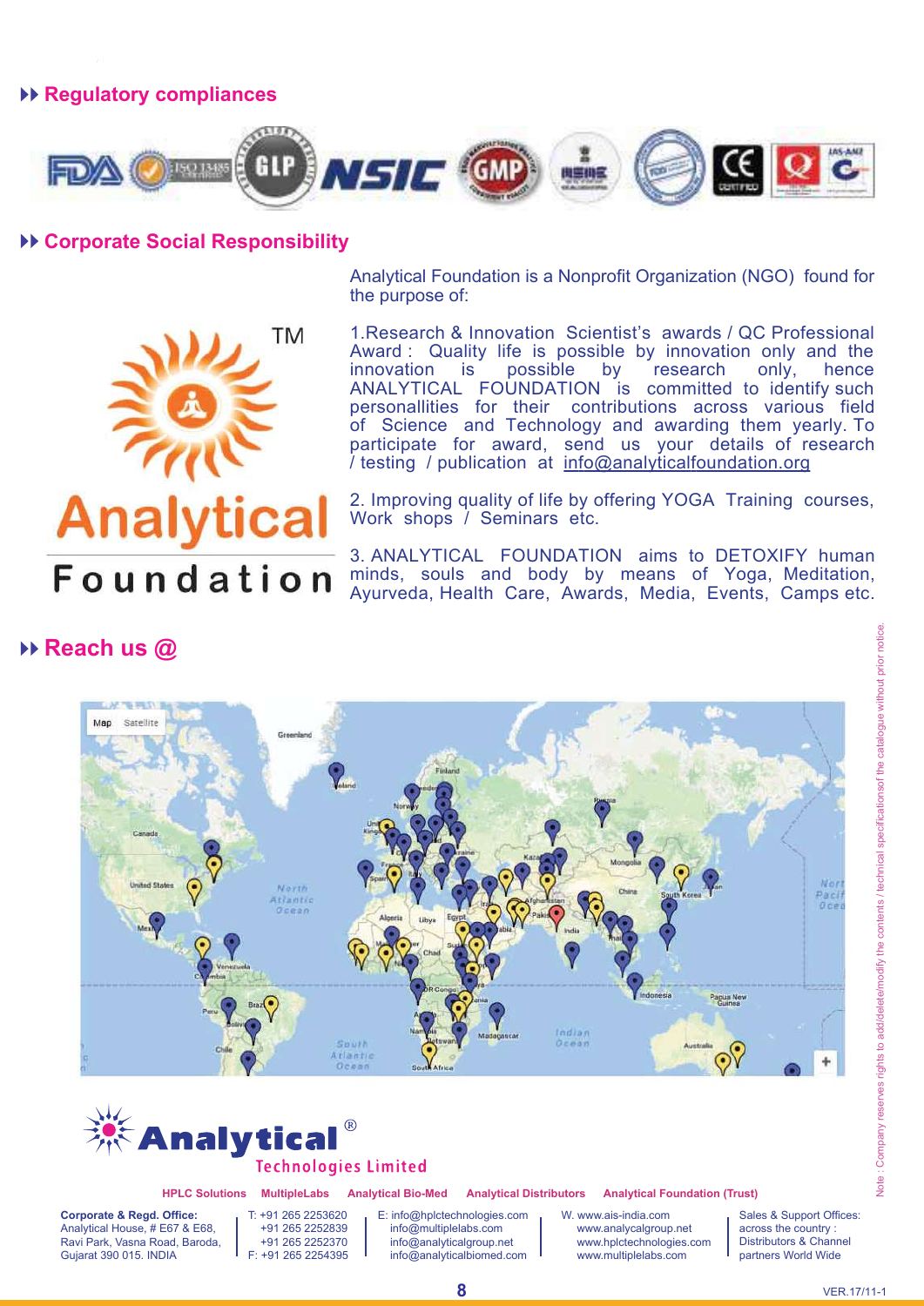## Regulatory compliances

FDA ISO 13485 GLP NSIC GMP CE IAS-ANZ

## Corporate Social Responsibility

Analytical Foundation

Analytical Foundation is a Nonprofit Organization (NGO) found for the purpose of:

1.Research & Innovation Scientist's awards / QC Professional Award : Quality life is possible by innovation only and the innovation is possible by research only, hence ANALYTICAL FOUNDATION is committed to identify such personallities for their contributions across various field of Science and Technology and awarding them yearly. To participate for award, send us your details of research / testing / publication at info@analyticalfoundation.org

2. Improving quality of life by offering YOGA Training courses, Work shops / Seminars etc.

3. ANALYTICAL FOUNDATION aims to DETOXIFY human minds, souls and body by means of Yoga, Meditation, Ayurveda, Health Care, Awards, Media, Events, Camps etc.

## Reach us @

Analytical® Technologies Limited

HPLC Solutions | MultipleLabs | Analytical Bio-Med | Analytical Distributors | Analytical Foundation (Trust)

**Corporate & Regd. Office:**
Analytical House, # E67 & E68,
Ravi Park, Vasna Road, Baroda,
Gujarat 390 015. INDIA

T: +91 265 2253620
+91 265 2252839
+91 265 2252370
F: +91 265 2254395

E: info@hplctechnologies.com
info@multiplelabs.com
info@analyticalgroup.net
info@analyticalbiomed.com

W. www.ais-india.com
www.analycalgroup.net
www.hplctechnologies.com
www.multiplelabs.com

Sales & Support Offices:
across the country :
Distributors & Channel
partners World Wide

Note : Company reserves rights to add/delete/modify the contents / technical specificationsof the catalogue without prior notice.

VER.17/11-1